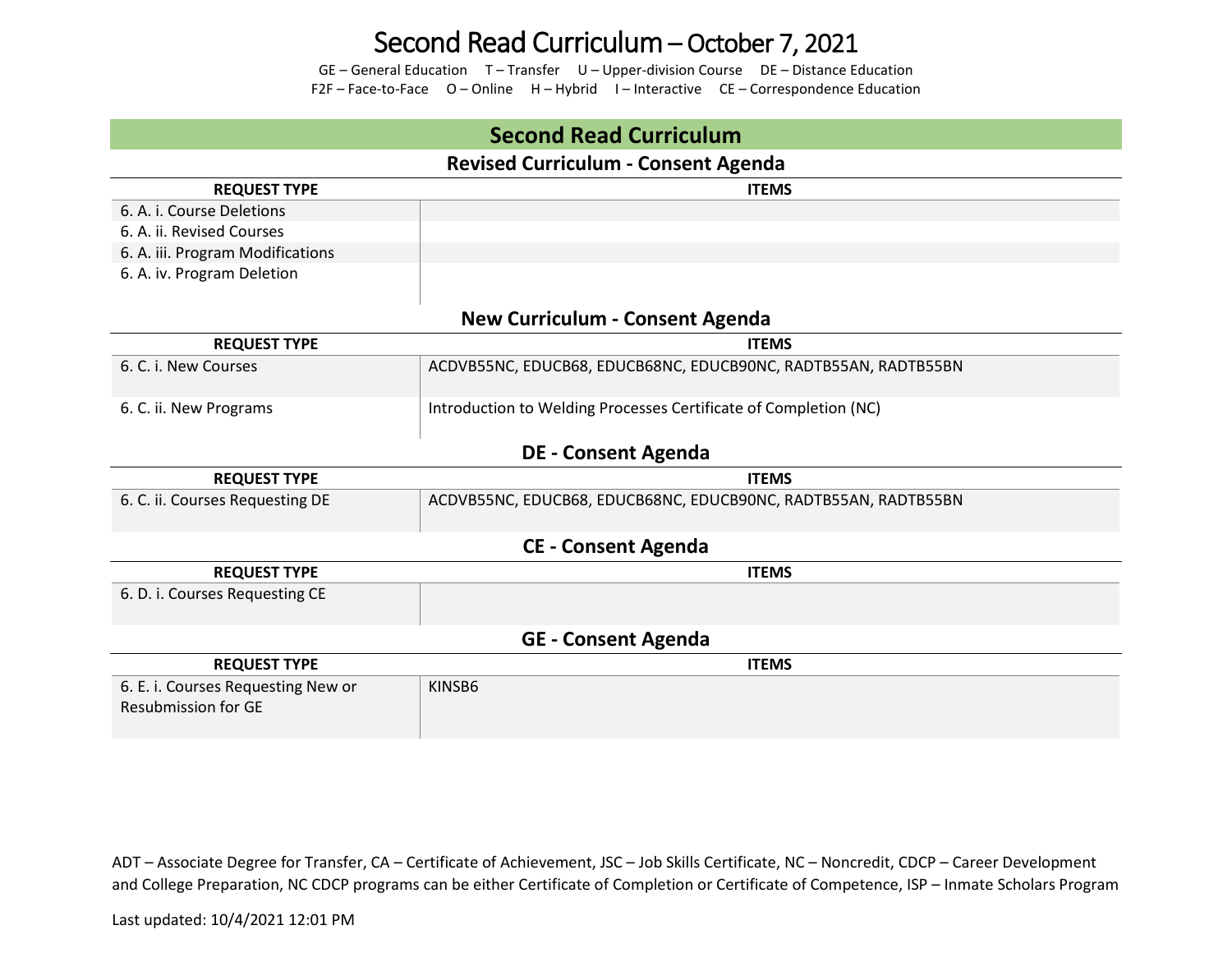# Second Read Curriculum – October 7, 2021

GE – General Education T – Transfer U – Upper-division Course DE – Distance Education
F2F – Face-to-Face O – Online H – Hybrid I – Interactive CE – Correspondence Education

## Second Read Curriculum

### Revised Curriculum - Consent Agenda

| REQUEST TYPE | ITEMS |
|---|---|
| 6. A. i. Course Deletions | |
| 6. A. ii. Revised Courses | |
| 6. A. iii. Program Modifications | |
| 6. A. iv. Program Deletion | |

### New Curriculum - Consent Agenda

| REQUEST TYPE | ITEMS |
|---|---|
| 6. C. i. New Courses | ACDVB55NC, EDUCB68, EDUCB68NC, EDUCB90NC, RADTB55AN, RADTB55BN |
| 6. C. ii. New Programs | Introduction to Welding Processes Certificate of Completion (NC) |

### DE - Consent Agenda

| REQUEST TYPE | ITEMS |
|---|---|
| 6. C. ii. Courses Requesting DE | ACDVB55NC, EDUCB68, EDUCB68NC, EDUCB90NC, RADTB55AN, RADTB55BN |

### CE - Consent Agenda

| REQUEST TYPE | ITEMS |
|---|---|
| 6. D. i. Courses Requesting CE | |

### GE - Consent Agenda

| REQUEST TYPE | ITEMS |
|---|---|
| 6. E. i. Courses Requesting New or Resubmission for GE | KINSB6 |

ADT – Associate Degree for Transfer, CA – Certificate of Achievement, JSC – Job Skills Certificate, NC – Noncredit, CDCP – Career Development and College Preparation, NC CDCP programs can be either Certificate of Completion or Certificate of Competence, ISP – Inmate Scholars Program

Last updated: 10/4/2021 12:01 PM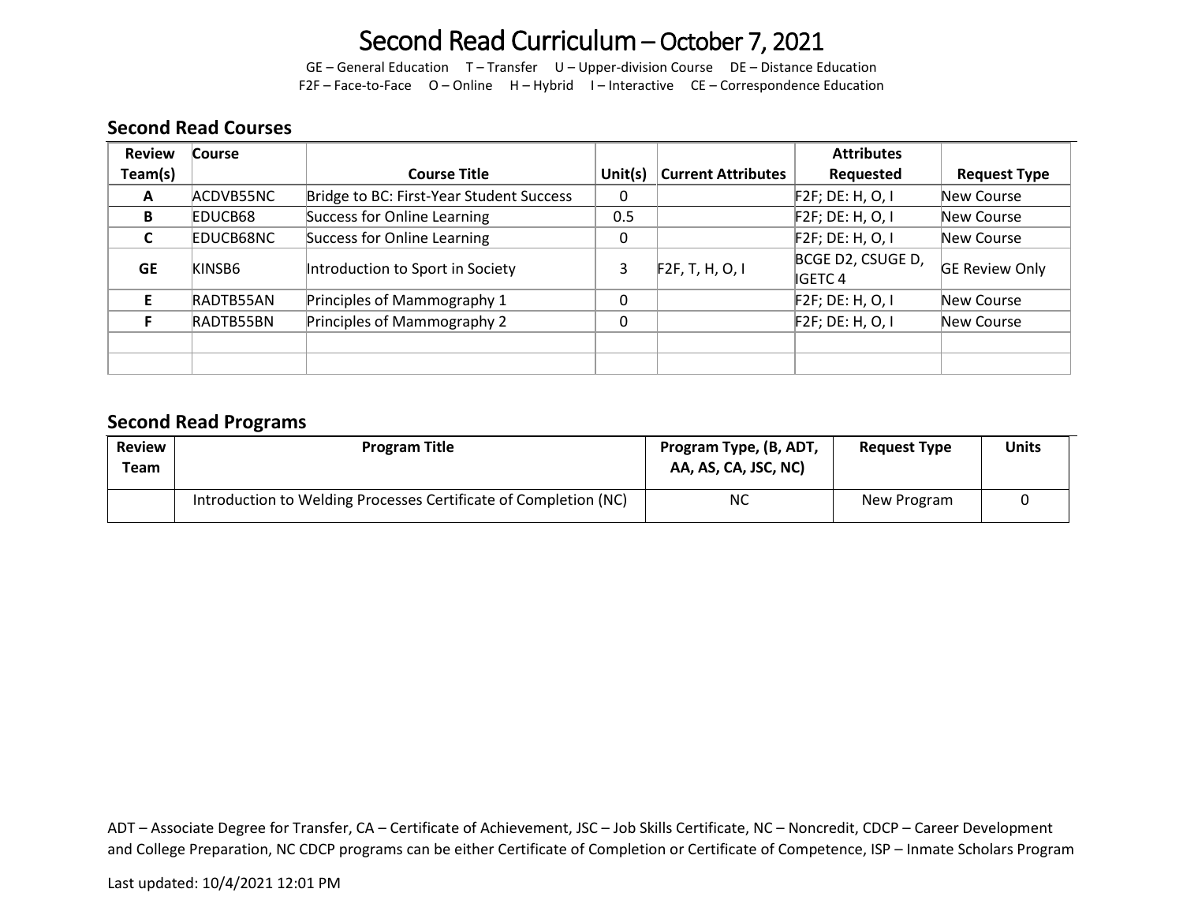# Second Read Curriculum – October 7, 2021

GE – General Education T – Transfer U – Upper-division Course DE – Distance Education
F2F – Face-to-Face O – Online H – Hybrid I – Interactive CE – Correspondence Education

## Second Read Courses

| Review Team(s) | Course | Course Title | Unit(s) | Current Attributes | Attributes Requested | Request Type |
|---|---|---|---|---|---|---|
| A | ACDVB55NC | Bridge to BC: First-Year Student Success | 0 | | F2F; DE: H, O, I | New Course |
| B | EDUCB68 | Success for Online Learning | 0.5 | | F2F; DE: H, O, I | New Course |
| C | EDUCB68NC | Success for Online Learning | 0 | | F2F; DE: H, O, I | New Course |
| GE | KINSB6 | Introduction to Sport in Society | 3 | F2F, T, H, O, I | BCGE D2, CSUGE D, IGETC 4 | GE Review Only |
| E | RADTB55AN | Principles of Mammography 1 | 0 | | F2F; DE: H, O, I | New Course |
| F | RADTB55BN | Principles of Mammography 2 | 0 | | F2F; DE: H, O, I | New Course |
| | | | | | | |
| | | | | | | |

## Second Read Programs

| Review Team | Program Title | Program Type, (B, ADT, AA, AS, CA, JSC, NC) | Request Type | Units |
|---|---|---|---|---|
| | Introduction to Welding Processes Certificate of Completion (NC) | NC | New Program | 0 |

ADT – Associate Degree for Transfer, CA – Certificate of Achievement, JSC – Job Skills Certificate, NC – Noncredit, CDCP – Career Development and College Preparation, NC CDCP programs can be either Certificate of Completion or Certificate of Competence, ISP – Inmate Scholars Program

Last updated: 10/4/2021 12:01 PM